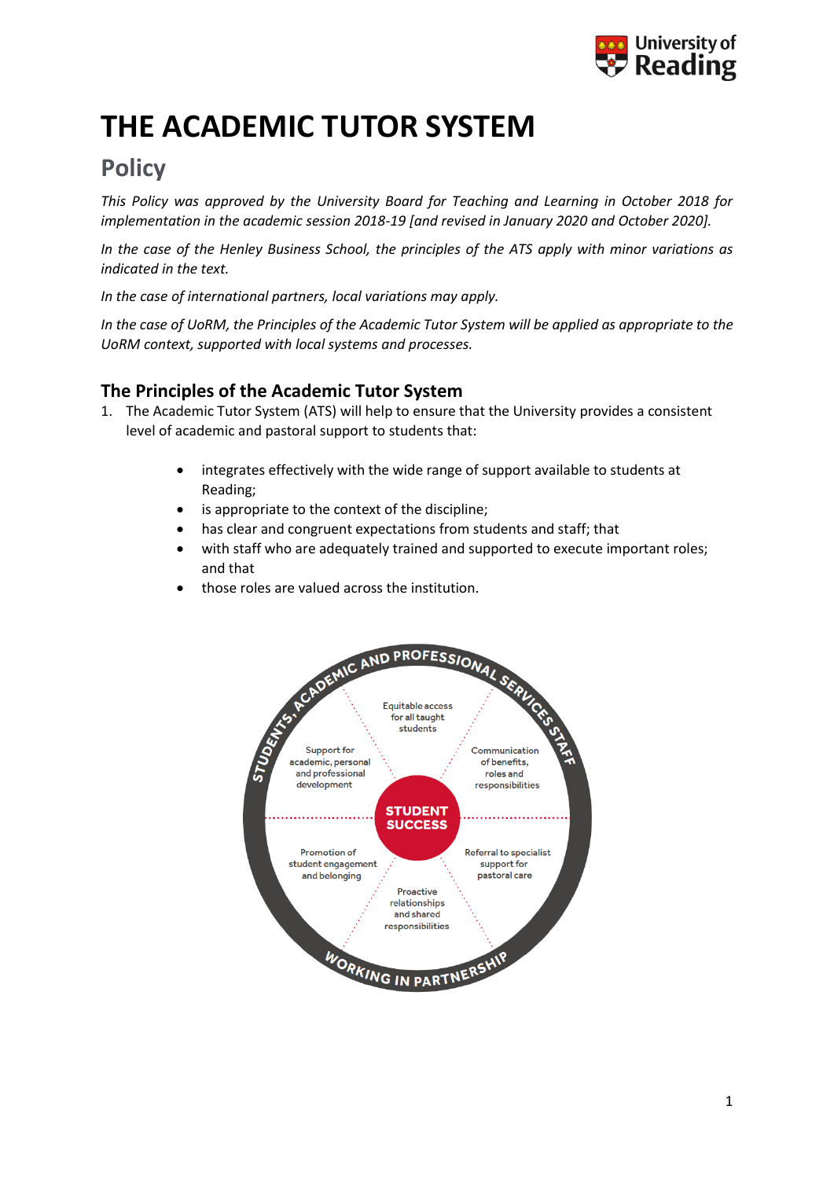# THE ACADEMIC TUTOR SYSTEM

## Policy

*This Policy was approved by the University Board for Teaching and Learning in October 2018 for implementation in the academic session 2018-19 [and revised in January 2020 and October 2020].*

*In the case of the Henley Business School, the principles of the ATS apply with minor variations as indicated in the text.*

*In the case of international partners, local variations may apply.*

*In the case of UoRM, the Principles of the Academic Tutor System will be applied as appropriate to the UoRM context, supported with local systems and processes.*

### The Principles of the Academic Tutor System

1. The Academic Tutor System (ATS) will help to ensure that the University provides a consistent level of academic and pastoral support to students that:

    - integrates effectively with the wide range of support available to students at Reading;
    - is appropriate to the context of the discipline;
    - has clear and congruent expectations from students and staff; that
    - with staff who are adequately trained and supported to execute important roles; and that
    - those roles are valued across the institution.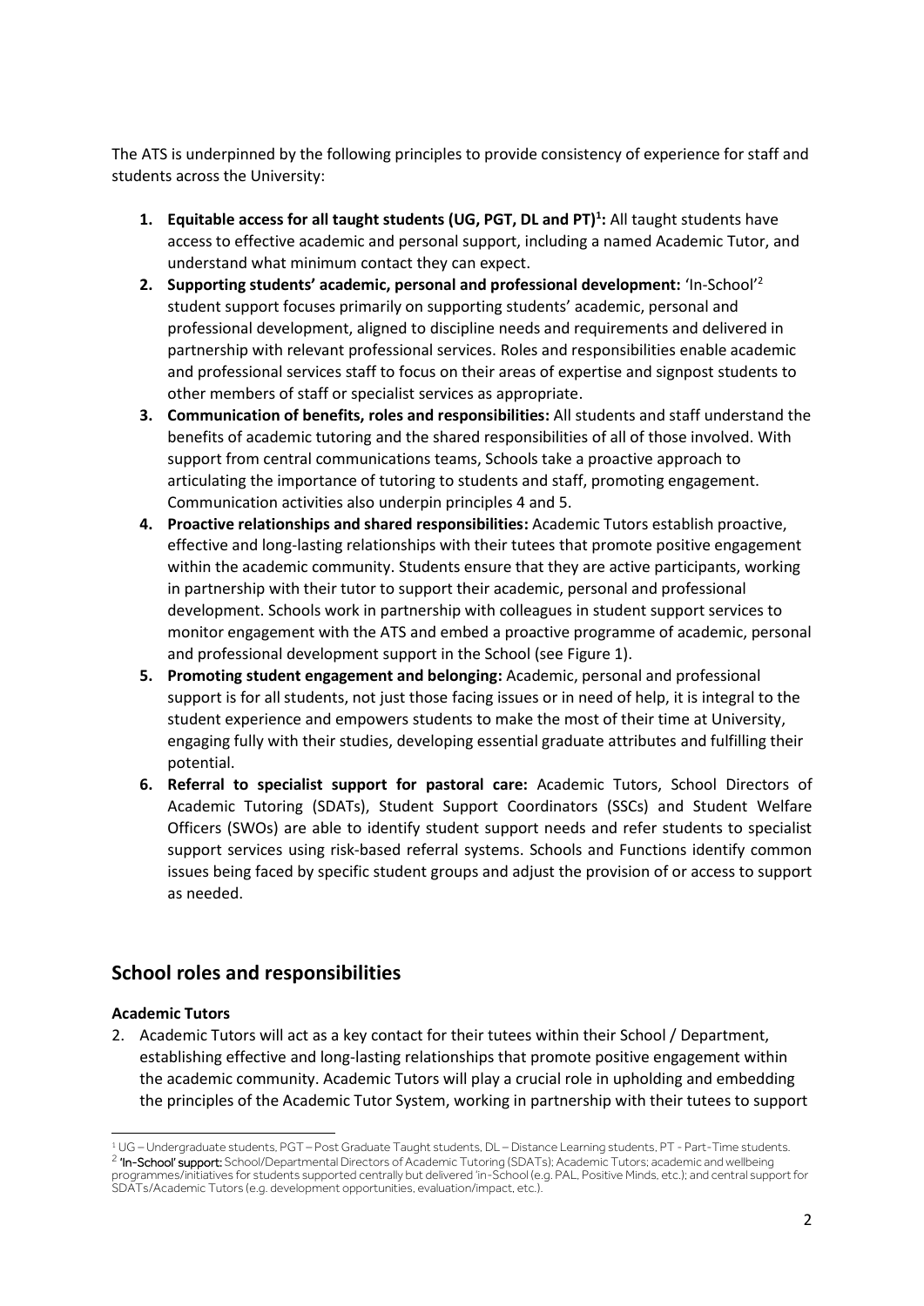The ATS is underpinned by the following principles to provide consistency of experience for staff and students across the University:

1. **Equitable access for all taught students (UG, PGT, DL and PT)[1]:** All taught students have access to effective academic and personal support, including a named Academic Tutor, and understand what minimum contact they can expect.
2. **Supporting students' academic, personal and professional development:** 'In-School'[2] student support focuses primarily on supporting students' academic, personal and professional development, aligned to discipline needs and requirements and delivered in partnership with relevant professional services. Roles and responsibilities enable academic and professional services staff to focus on their areas of expertise and signpost students to other members of staff or specialist services as appropriate.
3. **Communication of benefits, roles and responsibilities:** All students and staff understand the benefits of academic tutoring and the shared responsibilities of all of those involved. With support from central communications teams, Schools take a proactive approach to articulating the importance of tutoring to students and staff, promoting engagement. Communication activities also underpin principles 4 and 5.
4. **Proactive relationships and shared responsibilities:** Academic Tutors establish proactive, effective and long-lasting relationships with their tutees that promote positive engagement within the academic community. Students ensure that they are active participants, working in partnership with their tutor to support their academic, personal and professional development. Schools work in partnership with colleagues in student support services to monitor engagement with the ATS and embed a proactive programme of academic, personal and professional development support in the School (see Figure 1).
5. **Promoting student engagement and belonging:** Academic, personal and professional support is for all students, not just those facing issues or in need of help, it is integral to the student experience and empowers students to make the most of their time at University, engaging fully with their studies, developing essential graduate attributes and fulfilling their potential.
6. **Referral to specialist support for pastoral care:** Academic Tutors, School Directors of Academic Tutoring (SDATs), Student Support Coordinators (SSCs) and Student Welfare Officers (SWOs) are able to identify student support needs and refer students to specialist support services using risk-based referral systems. Schools and Functions identify common issues being faced by specific student groups and adjust the provision of or access to support as needed.

## School roles and responsibilities

### Academic Tutors

2. Academic Tutors will act as a key contact for their tutees within their School / Department, establishing effective and long-lasting relationships that promote positive engagement within the academic community. Academic Tutors will play a crucial role in upholding and embedding the principles of the Academic Tutor System, working in partnership with their tutees to support

---

[1] UG – Undergraduate students, PGT – Post Graduate Taught students, DL – Distance Learning students, PT - Part-Time students.

[2] **'In-School' support:** School/Departmental Directors of Academic Tutoring (SDATs); Academic Tutors; academic and wellbeing programmes/initiatives for students supported centrally but delivered 'in-School (e.g. PAL, Positive Minds, etc.); and central support for SDATs/Academic Tutors (e.g. development opportunities, evaluation/impact, etc.).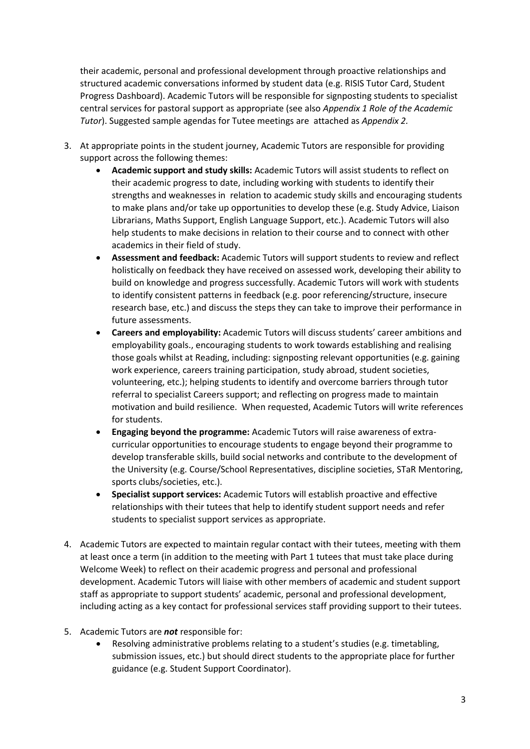their academic, personal and professional development through proactive relationships and structured academic conversations informed by student data (e.g. RISIS Tutor Card, Student Progress Dashboard). Academic Tutors will be responsible for signposting students to specialist central services for pastoral support as appropriate (see also *Appendix 1 Role of the Academic Tutor*). Suggested sample agendas for Tutee meetings are attached as *Appendix 2.*

3. At appropriate points in the student journey, Academic Tutors are responsible for providing support across the following themes:
   - **Academic support and study skills:** Academic Tutors will assist students to reflect on their academic progress to date, including working with students to identify their strengths and weaknesses in relation to academic study skills and encouraging students to make plans and/or take up opportunities to develop these (e.g. Study Advice, Liaison Librarians, Maths Support, English Language Support, etc.). Academic Tutors will also help students to make decisions in relation to their course and to connect with other academics in their field of study.
   - **Assessment and feedback:** Academic Tutors will support students to review and reflect holistically on feedback they have received on assessed work, developing their ability to build on knowledge and progress successfully. Academic Tutors will work with students to identify consistent patterns in feedback (e.g. poor referencing/structure, insecure research base, etc.) and discuss the steps they can take to improve their performance in future assessments.
   - **Careers and employability:** Academic Tutors will discuss students' career ambitions and employability goals., encouraging students to work towards establishing and realising those goals whilst at Reading, including: signposting relevant opportunities (e.g. gaining work experience, careers training participation, study abroad, student societies, volunteering, etc.); helping students to identify and overcome barriers through tutor referral to specialist Careers support; and reflecting on progress made to maintain motivation and build resilience. When requested, Academic Tutors will write references for students.
   - **Engaging beyond the programme:** Academic Tutors will raise awareness of extra-curricular opportunities to encourage students to engage beyond their programme to develop transferable skills, build social networks and contribute to the development of the University (e.g. Course/School Representatives, discipline societies, STaR Mentoring, sports clubs/societies, etc.).
   - **Specialist support services:** Academic Tutors will establish proactive and effective relationships with their tutees that help to identify student support needs and refer students to specialist support services as appropriate.

4. Academic Tutors are expected to maintain regular contact with their tutees, meeting with them at least once a term (in addition to the meeting with Part 1 tutees that must take place during Welcome Week) to reflect on their academic progress and personal and professional development. Academic Tutors will liaise with other members of academic and student support staff as appropriate to support students' academic, personal and professional development, including acting as a key contact for professional services staff providing support to their tutees.

5. Academic Tutors are ***not*** responsible for:
   - Resolving administrative problems relating to a student's studies (e.g. timetabling, submission issues, etc.) but should direct students to the appropriate place for further guidance (e.g. Student Support Coordinator).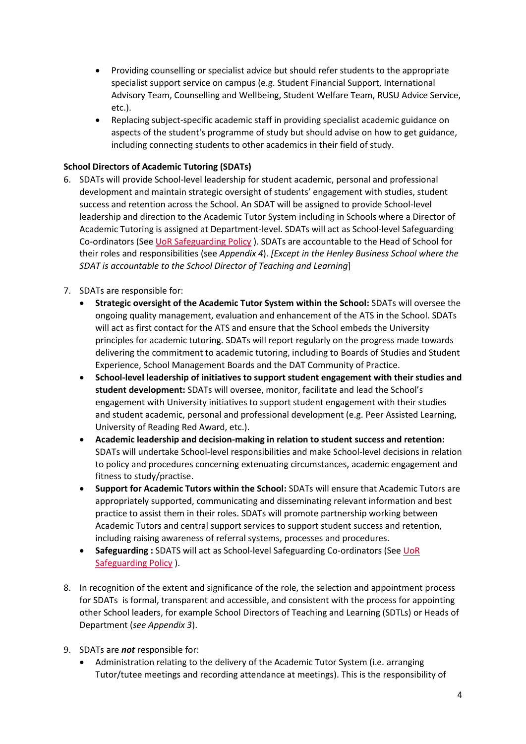- Providing counselling or specialist advice but should refer students to the appropriate specialist support service on campus (e.g. Student Financial Support, International Advisory Team, Counselling and Wellbeing, Student Welfare Team, RUSU Advice Service, etc.).
- Replacing subject-specific academic staff in providing specialist academic guidance on aspects of the student's programme of study but should advise on how to get guidance, including connecting students to other academics in their field of study.

**School Directors of Academic Tutoring (SDATs)**

6. SDATs will provide School-level leadership for student academic, personal and professional development and maintain strategic oversight of students' engagement with studies, student success and retention across the School. An SDAT will be assigned to provide School-level leadership and direction to the Academic Tutor System including in Schools where a Director of Academic Tutoring is assigned at Department-level. SDATs will act as School-level Safeguarding Co-ordinators (See UoR Safeguarding Policy ). SDATs are accountable to the Head of School for their roles and responsibilities (see *Appendix 4*). *[Except in the Henley Business School where the SDAT is accountable to the School Director of Teaching and Learning*]

7. SDATs are responsible for:
   - **Strategic oversight of the Academic Tutor System within the School:** SDATs will oversee the ongoing quality management, evaluation and enhancement of the ATS in the School. SDATs will act as first contact for the ATS and ensure that the School embeds the University principles for academic tutoring. SDATs will report regularly on the progress made towards delivering the commitment to academic tutoring, including to Boards of Studies and Student Experience, School Management Boards and the DAT Community of Practice.
   - **School-level leadership of initiatives to support student engagement with their studies and student development:** SDATs will oversee, monitor, facilitate and lead the School's engagement with University initiatives to support student engagement with their studies and student academic, personal and professional development (e.g. Peer Assisted Learning, University of Reading Red Award, etc.).
   - **Academic leadership and decision-making in relation to student success and retention:** SDATs will undertake School-level responsibilities and make School-level decisions in relation to policy and procedures concerning extenuating circumstances, academic engagement and fitness to study/practise.
   - **Support for Academic Tutors within the School:** SDATs will ensure that Academic Tutors are appropriately supported, communicating and disseminating relevant information and best practice to assist them in their roles. SDATs will promote partnership working between Academic Tutors and central support services to support student success and retention, including raising awareness of referral systems, processes and procedures.
   - **Safeguarding :** SDATS will act as School-level Safeguarding Co-ordinators (See UoR Safeguarding Policy ).

8. In recognition of the extent and significance of the role, the selection and appointment process for SDATs is formal, transparent and accessible, and consistent with the process for appointing other School leaders, for example School Directors of Teaching and Learning (SDTLs) or Heads of Department (*see Appendix 3*).

9. SDATs are ***not*** responsible for:
   - Administration relating to the delivery of the Academic Tutor System (i.e. arranging Tutor/tutee meetings and recording attendance at meetings). This is the responsibility of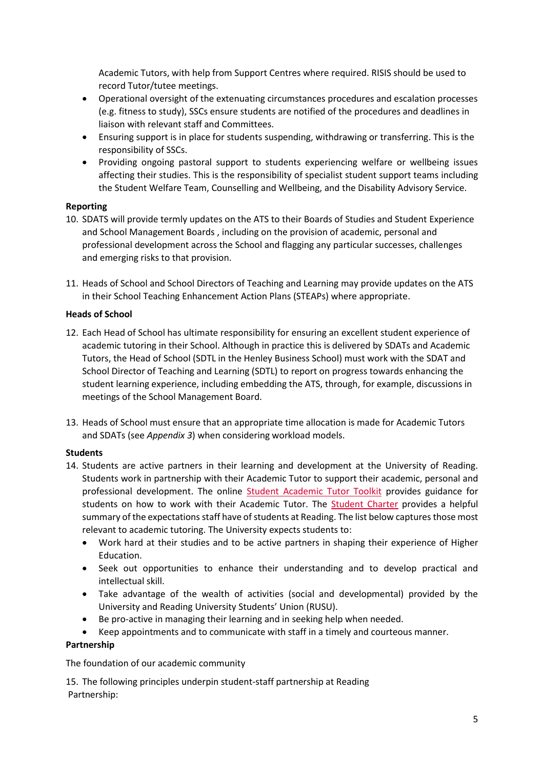Academic Tutors, with help from Support Centres where required. RISIS should be used to record Tutor/tutee meetings.

- Operational oversight of the extenuating circumstances procedures and escalation processes (e.g. fitness to study), SSCs ensure students are notified of the procedures and deadlines in liaison with relevant staff and Committees.
- Ensuring support is in place for students suspending, withdrawing or transferring. This is the responsibility of SSCs.
- Providing ongoing pastoral support to students experiencing welfare or wellbeing issues affecting their studies. This is the responsibility of specialist student support teams including the Student Welfare Team, Counselling and Wellbeing, and the Disability Advisory Service.

**Reporting**

10. SDATS will provide termly updates on the ATS to their Boards of Studies and Student Experience and School Management Boards , including on the provision of academic, personal and professional development across the School and flagging any particular successes, challenges and emerging risks to that provision.

11. Heads of School and School Directors of Teaching and Learning may provide updates on the ATS in their School Teaching Enhancement Action Plans (STEAPs) where appropriate.

**Heads of School**

12. Each Head of School has ultimate responsibility for ensuring an excellent student experience of academic tutoring in their School. Although in practice this is delivered by SDATs and Academic Tutors, the Head of School (SDTL in the Henley Business School) must work with the SDAT and School Director of Teaching and Learning (SDTL) to report on progress towards enhancing the student learning experience, including embedding the ATS, through, for example, discussions in meetings of the School Management Board.

13. Heads of School must ensure that an appropriate time allocation is made for Academic Tutors and SDATs (see *Appendix 3*) when considering workload models.

**Students**

14. Students are active partners in their learning and development at the University of Reading. Students work in partnership with their Academic Tutor to support their academic, personal and professional development. The online Student Academic Tutor Toolkit provides guidance for students on how to work with their Academic Tutor. The Student Charter provides a helpful summary of the expectations staff have of students at Reading. The list below captures those most relevant to academic tutoring. The University expects students to:
    - Work hard at their studies and to be active partners in shaping their experience of Higher Education.
    - Seek out opportunities to enhance their understanding and to develop practical and intellectual skill.
    - Take advantage of the wealth of activities (social and developmental) provided by the University and Reading University Students' Union (RUSU).
    - Be pro-active in managing their learning and in seeking help when needed.
    - Keep appointments and to communicate with staff in a timely and courteous manner.

**Partnership**

The foundation of our academic community

15. The following principles underpin student-staff partnership at Reading

Partnership: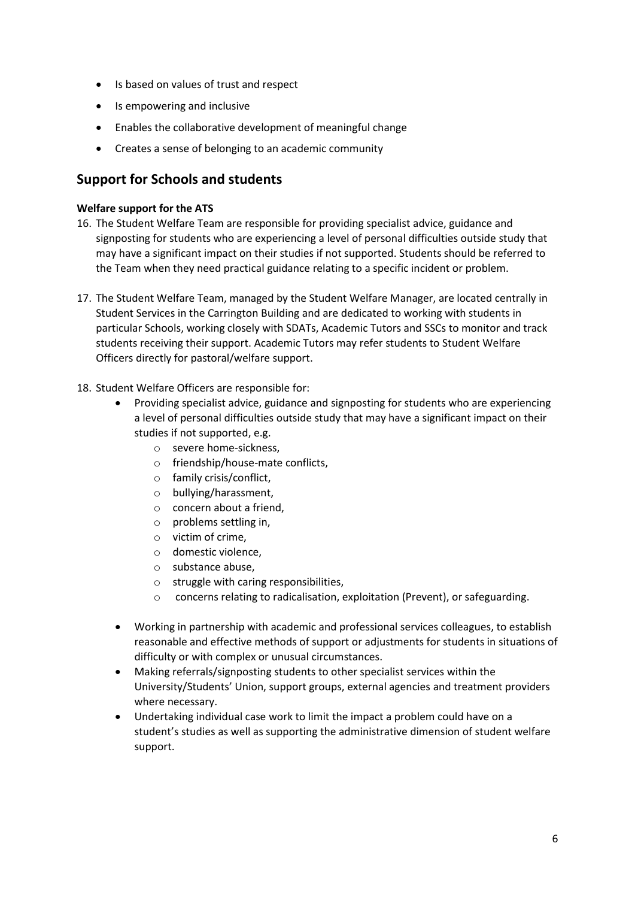- Is based on values of trust and respect
- Is empowering and inclusive
- Enables the collaborative development of meaningful change
- Creates a sense of belonging to an academic community

## Support for Schools and students

**Welfare support for the ATS**

16. The Student Welfare Team are responsible for providing specialist advice, guidance and signposting for students who are experiencing a level of personal difficulties outside study that may have a significant impact on their studies if not supported. Students should be referred to the Team when they need practical guidance relating to a specific incident or problem.

17. The Student Welfare Team, managed by the Student Welfare Manager, are located centrally in Student Services in the Carrington Building and are dedicated to working with students in particular Schools, working closely with SDATs, Academic Tutors and SSCs to monitor and track students receiving their support. Academic Tutors may refer students to Student Welfare Officers directly for pastoral/welfare support.

18. Student Welfare Officers are responsible for:
    - Providing specialist advice, guidance and signposting for students who are experiencing a level of personal difficulties outside study that may have a significant impact on their studies if not supported, e.g.
        - severe home-sickness,
        - friendship/house-mate conflicts,
        - family crisis/conflict,
        - bullying/harassment,
        - concern about a friend,
        - problems settling in,
        - victim of crime,
        - domestic violence,
        - substance abuse,
        - struggle with caring responsibilities,
        - concerns relating to radicalisation, exploitation (Prevent), or safeguarding.
    - Working in partnership with academic and professional services colleagues, to establish reasonable and effective methods of support or adjustments for students in situations of difficulty or with complex or unusual circumstances.
    - Making referrals/signposting students to other specialist services within the University/Students' Union, support groups, external agencies and treatment providers where necessary.
    - Undertaking individual case work to limit the impact a problem could have on a student's studies as well as supporting the administrative dimension of student welfare support.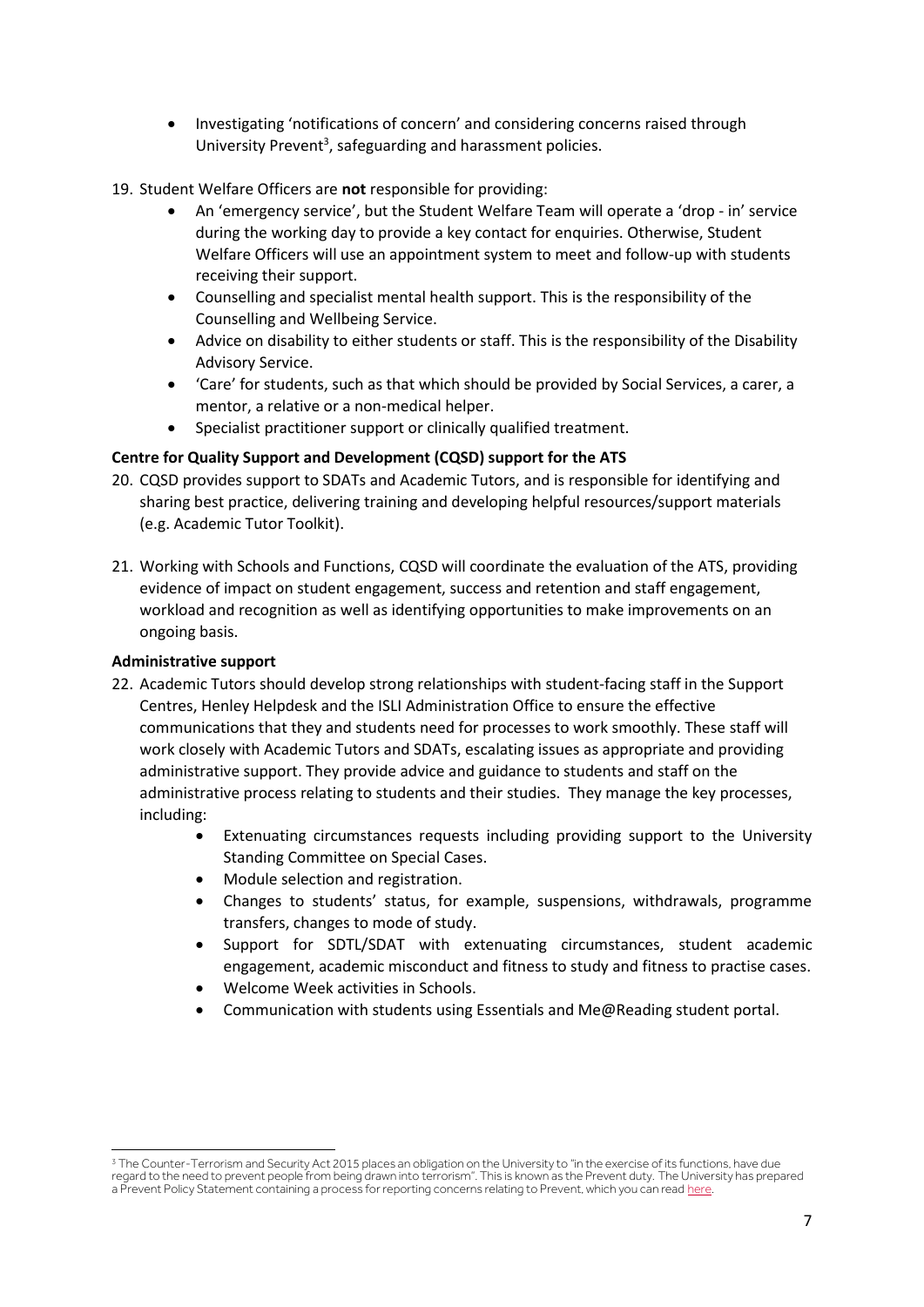- Investigating 'notifications of concern' and considering concerns raised through University Prevent[3], safeguarding and harassment policies.

19. Student Welfare Officers are **not** responsible for providing:
    - An 'emergency service', but the Student Welfare Team will operate a 'drop - in' service during the working day to provide a key contact for enquiries. Otherwise, Student Welfare Officers will use an appointment system to meet and follow-up with students receiving their support.
    - Counselling and specialist mental health support. This is the responsibility of the Counselling and Wellbeing Service.
    - Advice on disability to either students or staff. This is the responsibility of the Disability Advisory Service.
    - 'Care' for students, such as that which should be provided by Social Services, a carer, a mentor, a relative or a non-medical helper.
    - Specialist practitioner support or clinically qualified treatment.

**Centre for Quality Support and Development (CQSD) support for the ATS**

20. CQSD provides support to SDATs and Academic Tutors, and is responsible for identifying and sharing best practice, delivering training and developing helpful resources/support materials (e.g. Academic Tutor Toolkit).

21. Working with Schools and Functions, CQSD will coordinate the evaluation of the ATS, providing evidence of impact on student engagement, success and retention and staff engagement, workload and recognition as well as identifying opportunities to make improvements on an ongoing basis.

**Administrative support**

22. Academic Tutors should develop strong relationships with student-facing staff in the Support Centres, Henley Helpdesk and the ISLI Administration Office to ensure the effective communications that they and students need for processes to work smoothly. These staff will work closely with Academic Tutors and SDATs, escalating issues as appropriate and providing administrative support. They provide advice and guidance to students and staff on the administrative process relating to students and their studies. They manage the key processes, including:
    - Extenuating circumstances requests including providing support to the University Standing Committee on Special Cases.
    - Module selection and registration.
    - Changes to students' status, for example, suspensions, withdrawals, programme transfers, changes to mode of study.
    - Support for SDTL/SDAT with extenuating circumstances, student academic engagement, academic misconduct and fitness to study and fitness to practise cases.
    - Welcome Week activities in Schools.
    - Communication with students using Essentials and Me@Reading student portal.

[3] The Counter-Terrorism and Security Act 2015 places an obligation on the University to "in the exercise of its functions, have due regard to the need to prevent people from being drawn into terrorism". This is known as the Prevent duty. The University has prepared a Prevent Policy Statement containing a process for reporting concerns relating to Prevent, which you can read here.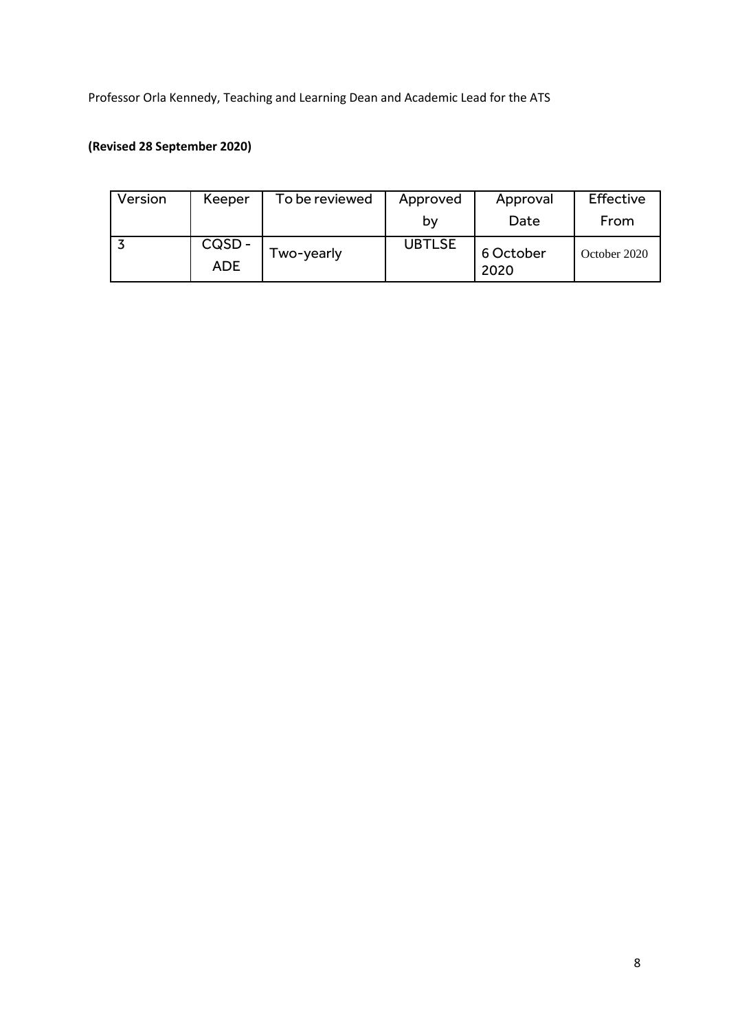Professor Orla Kennedy, Teaching and Learning Dean and Academic Lead for the ATS

**(Revised 28 September 2020)**

| Version | Keeper | To be reviewed | Approved by | Approval Date | Effective From |
|---|---|---|---|---|---|
| 3 | CQSD - ADE | Two-yearly | UBTLSE | 6 October 2020 | October 2020 |